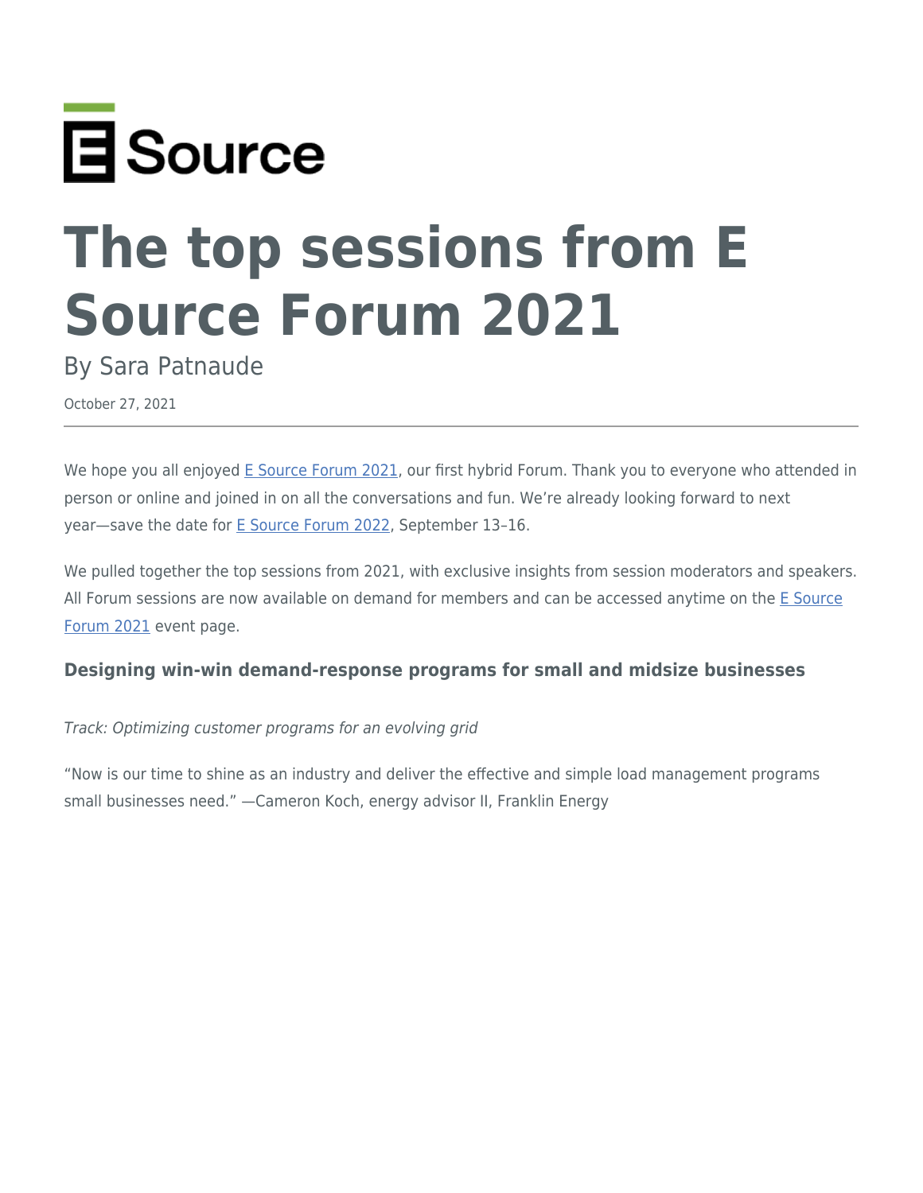E Source

# The top sessions from E Source Forum 2021

By Sara Patnaude

October 27, 2021

---

We hope you all enjoyed E Source Forum 2021, our first hybrid Forum. Thank you to everyone who attended in person or online and joined in on all the conversations and fun. We're already looking forward to next year—save the date for E Source Forum 2022, September 13–16.

We pulled together the top sessions from 2021, with exclusive insights from session moderators and speakers. All Forum sessions are now available on demand for members and can be accessed anytime on the E Source Forum 2021 event page.

### Designing win-win demand-response programs for small and midsize businesses

*Track: Optimizing customer programs for an evolving grid*

"Now is our time to shine as an industry and deliver the effective and simple load management programs small businesses need." —Cameron Koch, energy advisor II, Franklin Energy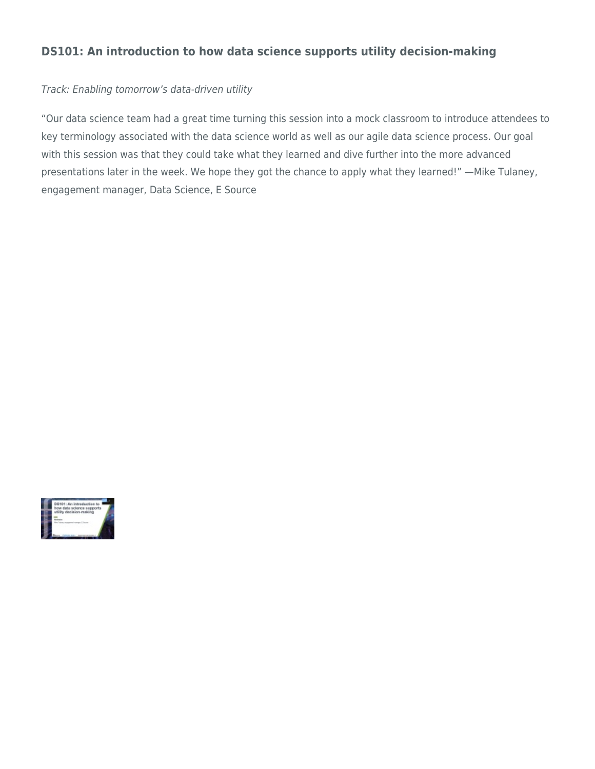### DS101: An introduction to how data science supports utility decision-making

*Track: Enabling tomorrow's data-driven utility*

"Our data science team had a great time turning this session into a mock classroom to introduce attendees to key terminology associated with the data science world as well as our agile data science process. Our goal with this session was that they could take what they learned and dive further into the more advanced presentations later in the week. We hope they got the chance to apply what they learned!" —Mike Tulaney, engagement manager, Data Science, E Source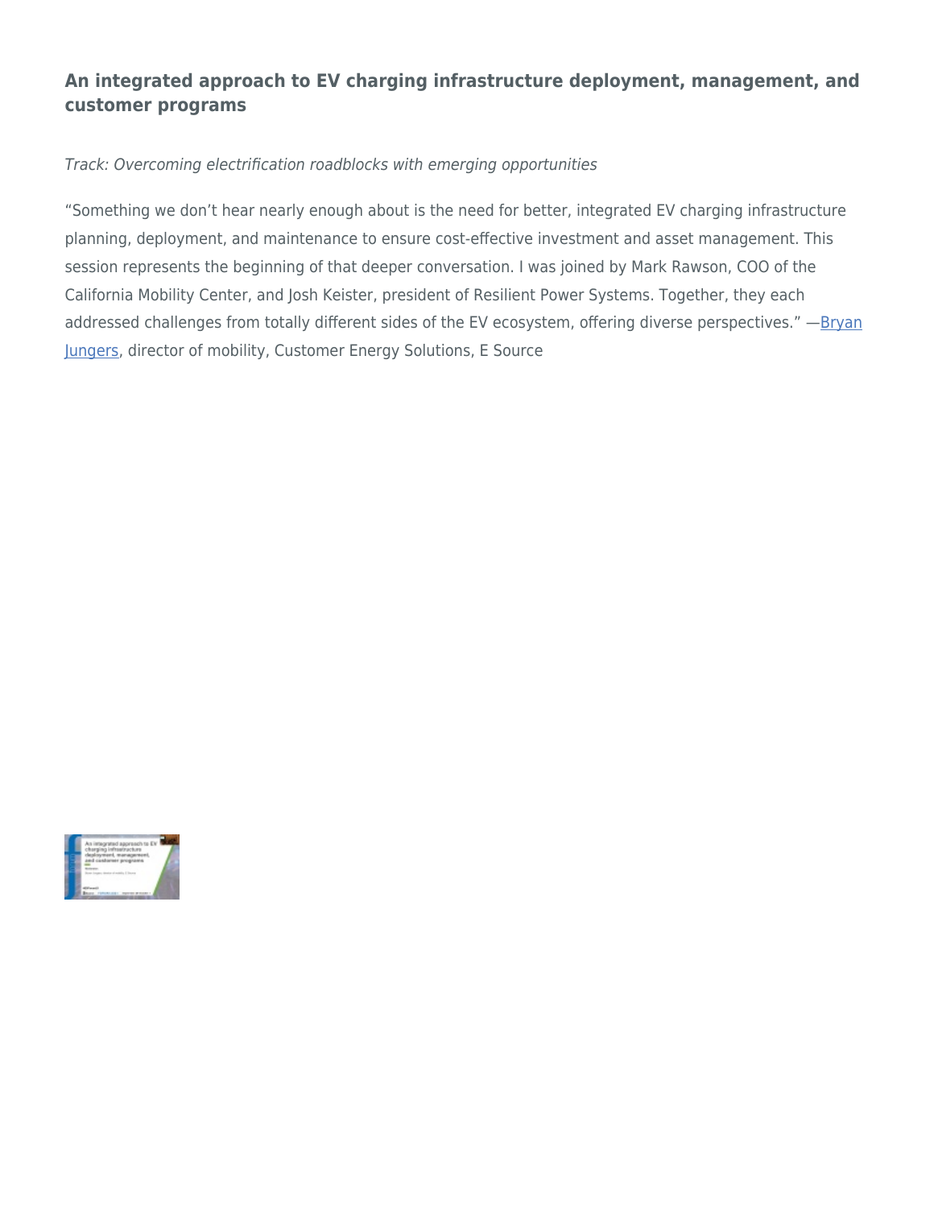### An integrated approach to EV charging infrastructure deployment, management, and customer programs

*Track: Overcoming electrification roadblocks with emerging opportunities*

“Something we don’t hear nearly enough about is the need for better, integrated EV charging infrastructure planning, deployment, and maintenance to ensure cost-effective investment and asset management. This session represents the beginning of that deeper conversation. I was joined by Mark Rawson, COO of the California Mobility Center, and Josh Keister, president of Resilient Power Systems. Together, they each addressed challenges from totally different sides of the EV ecosystem, offering diverse perspectives.” —[Bryan Jungers](), director of mobility, Customer Energy Solutions, E Source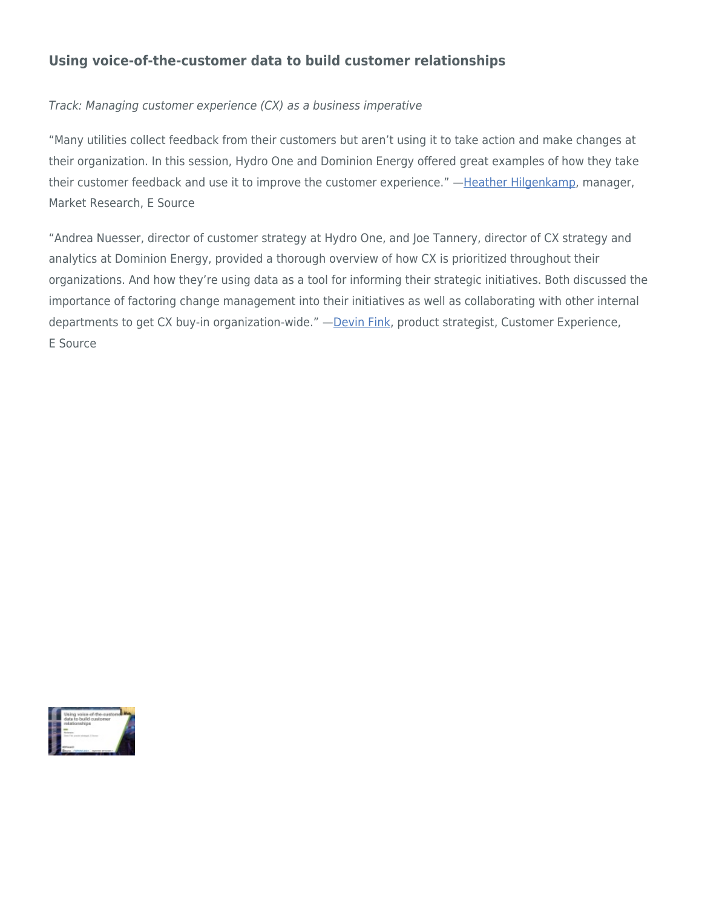## Using voice-of-the-customer data to build customer relationships

*Track: Managing customer experience (CX) as a business imperative*

"Many utilities collect feedback from their customers but aren't using it to take action and make changes at their organization. In this session, Hydro One and Dominion Energy offered great examples of how they take their customer feedback and use it to improve the customer experience." —Heather Hilgenkamp, manager, Market Research, E Source

"Andrea Nuesser, director of customer strategy at Hydro One, and Joe Tannery, director of CX strategy and analytics at Dominion Energy, provided a thorough overview of how CX is prioritized throughout their organizations. And how they're using data as a tool for informing their strategic initiatives. Both discussed the importance of factoring change management into their initiatives as well as collaborating with other internal departments to get CX buy-in organization-wide." —Devin Fink, product strategist, Customer Experience, E Source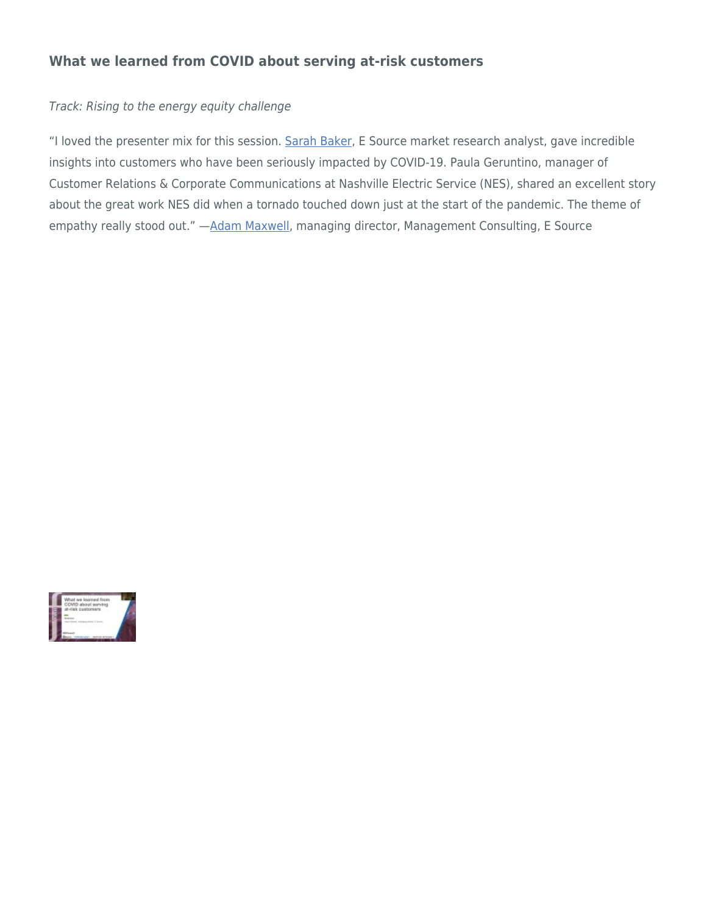### What we learned from COVID about serving at-risk customers

*Track: Rising to the energy equity challenge*

"I loved the presenter mix for this session. Sarah Baker, E Source market research analyst, gave incredible insights into customers who have been seriously impacted by COVID-19. Paula Geruntino, manager of Customer Relations & Corporate Communications at Nashville Electric Service (NES), shared an excellent story about the great work NES did when a tornado touched down just at the start of the pandemic. The theme of empathy really stood out." —Adam Maxwell, managing director, Management Consulting, E Source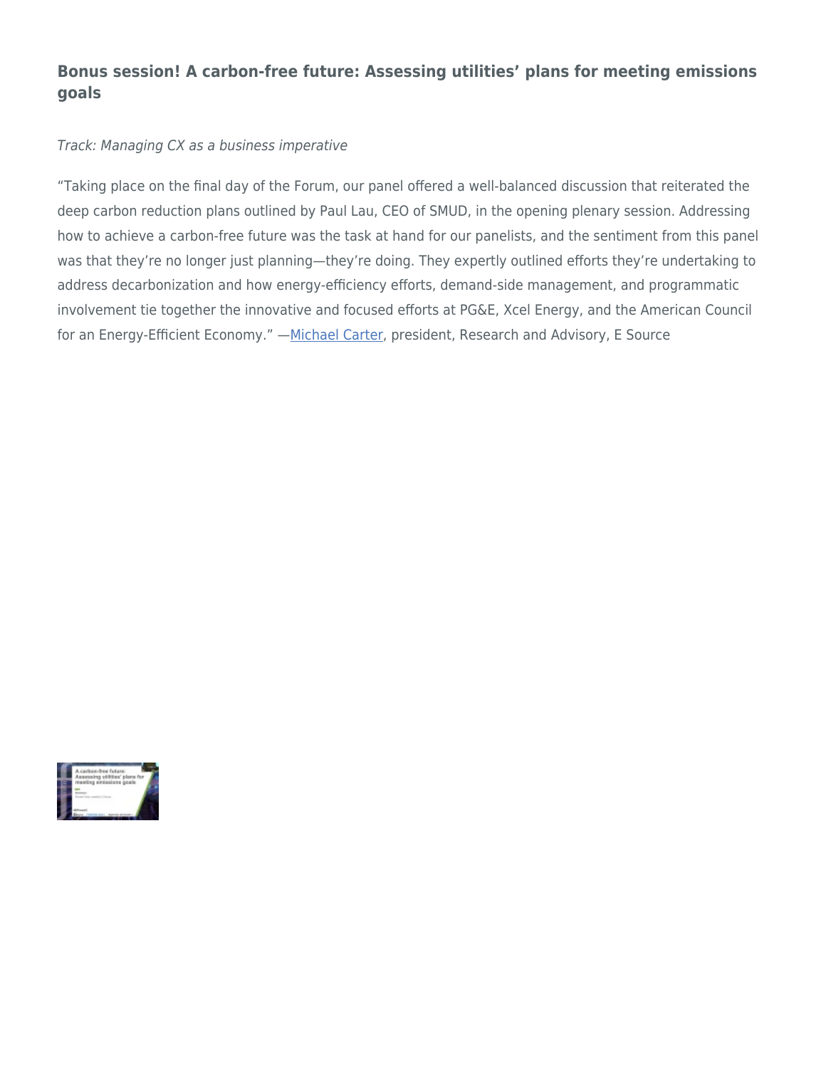### Bonus session! A carbon-free future: Assessing utilities' plans for meeting emissions goals

*Track: Managing CX as a business imperative*

"Taking place on the final day of the Forum, our panel offered a well-balanced discussion that reiterated the deep carbon reduction plans outlined by Paul Lau, CEO of SMUD, in the opening plenary session. Addressing how to achieve a carbon-free future was the task at hand for our panelists, and the sentiment from this panel was that they're no longer just planning—they're doing. They expertly outlined efforts they're undertaking to address decarbonization and how energy-efficiency efforts, demand-side management, and programmatic involvement tie together the innovative and focused efforts at PG&E, Xcel Energy, and the American Council for an Energy-Efficient Economy." —Michael Carter, president, Research and Advisory, E Source